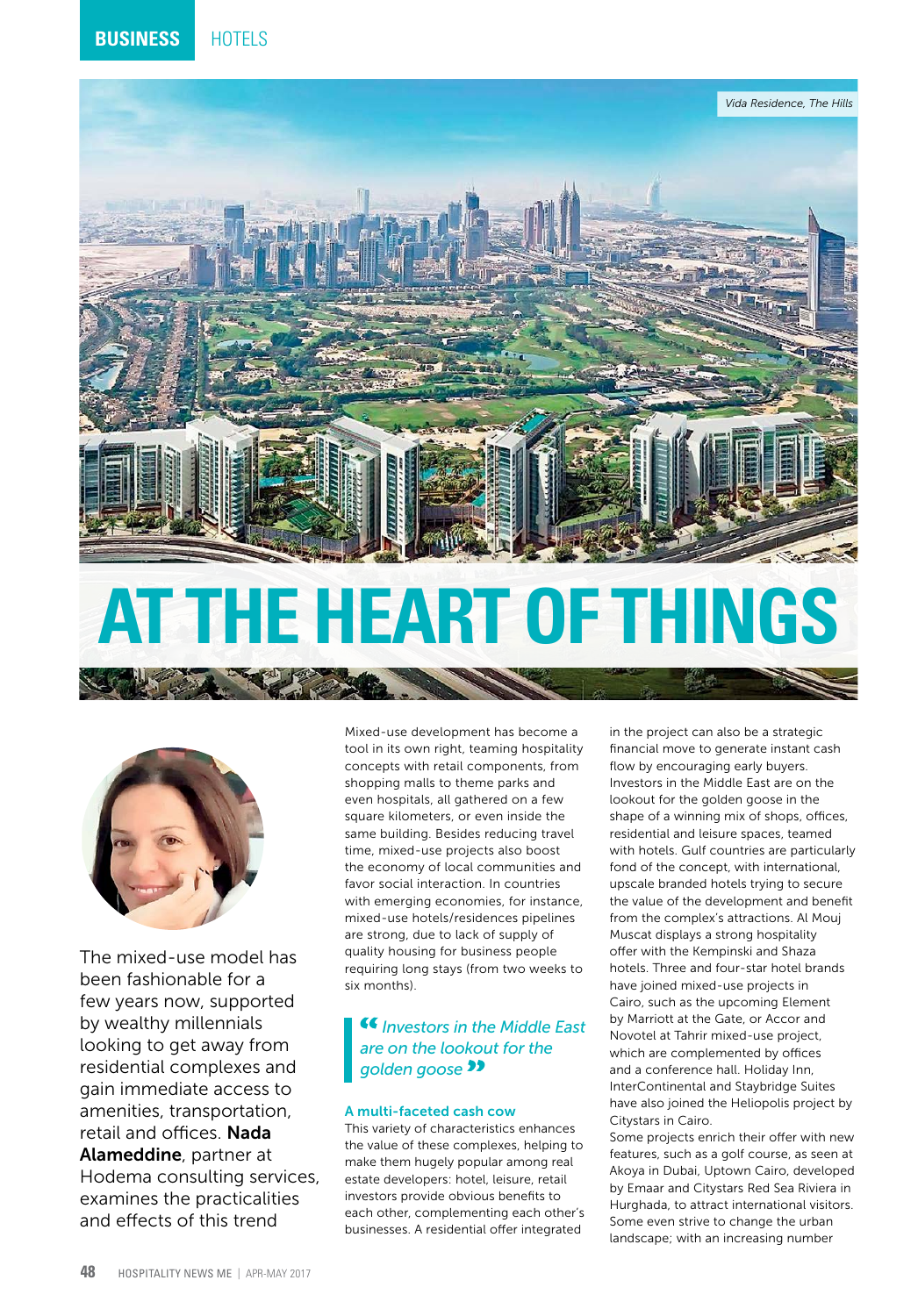# AT THE HEART OF THINGS

*Vida Residence, The Hills*

The mixed-use model has been fashionable for a few years now, supported by wealthy millennials looking to get away from residential complexes and gain immediate access to amenities, transportation, retail and offices. **Nada Alameddine**, partner at Hodema consulting services, examines the practicalities and effects of this trend

Mixed-use development has become a tool in its own right, teaming hospitality concepts with retail components, from shopping malls to theme parks and even hospitals, all gathered on a few square kilometers, or even inside the same building. Besides reducing travel time, mixed-use projects also boost the economy of local communities and favor social interaction. In countries with emerging economies, for instance, mixed-use hotels/residences pipelines are strong, due to lack of supply of quality housing for business people requiring long stays (from two weeks to six months).

> *"Investors in the Middle East are on the lookout for the golden goose"*

### A multi-faceted cash cow

This variety of characteristics enhances the value of these complexes, helping to make them hugely popular among real estate developers: hotel, leisure, retail investors provide obvious benefits to each other, complementing each other's businesses. A residential offer integrated in the project can also be a strategic financial move to generate instant cash flow by encouraging early buyers. Investors in the Middle East are on the lookout for the golden goose in the shape of a winning mix of shops, offices, residential and leisure spaces, teamed with hotels. Gulf countries are particularly fond of the concept, with international, upscale branded hotels trying to secure the value of the development and benefit from the complex's attractions. Al Mouj Muscat displays a strong hospitality offer with the Kempinski and Shaza hotels. Three and four-star hotel brands have joined mixed-use projects in Cairo, such as the upcoming Element by Marriott at the Gate, or Accor and Novotel at Tahrir mixed-use project, which are complemented by offices and a conference hall. Holiday Inn, InterContinental and Staybridge Suites have also joined the Heliopolis project by Citystars in Cairo.

Some projects enrich their offer with new features, such as a golf course, as seen at Akoya in Dubai, Uptown Cairo, developed by Emaar and Citystars Red Sea Riviera in Hurghada, to attract international visitors. Some even strive to change the urban landscape; with an increasing number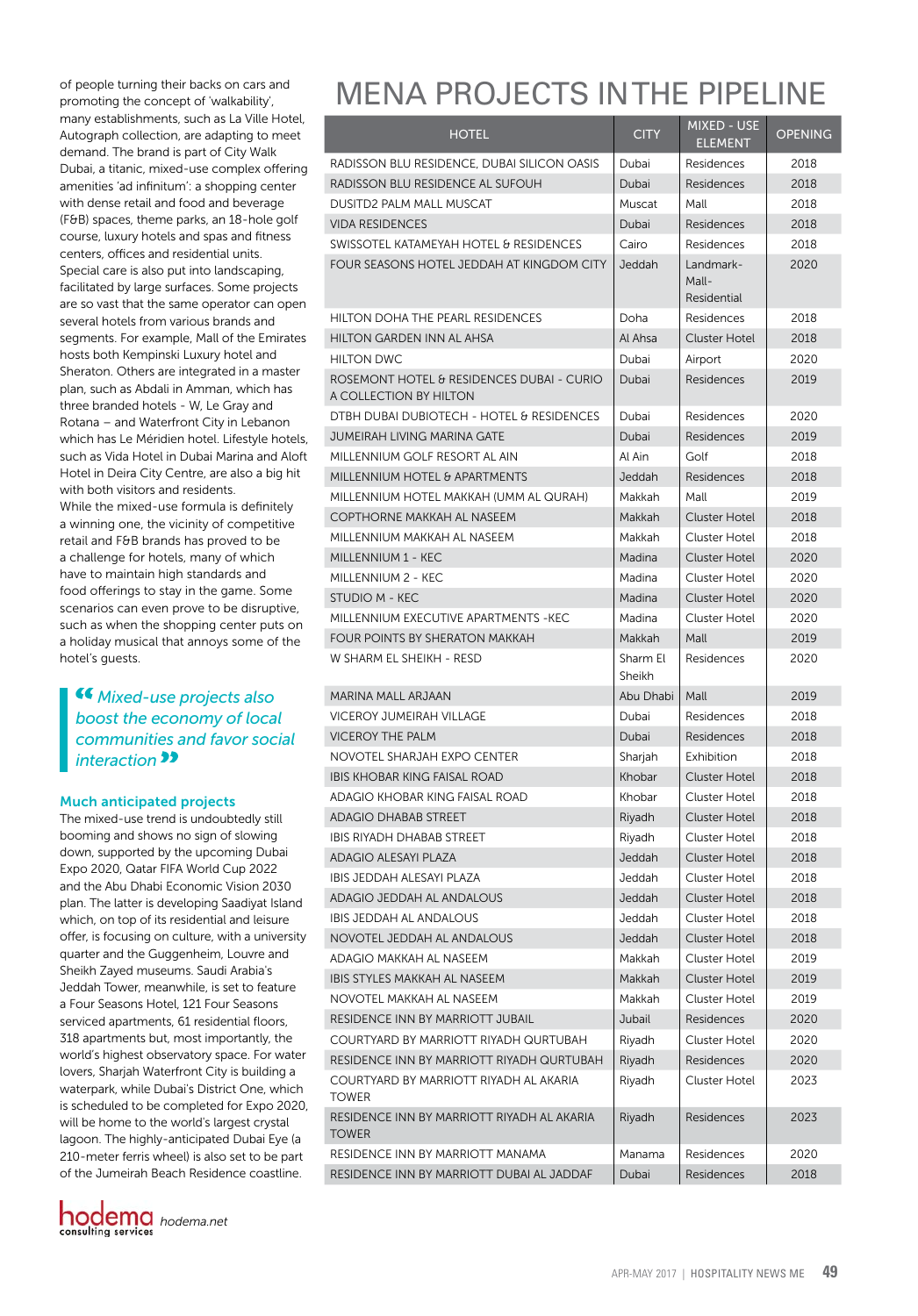of people turning their backs on cars and promoting the concept of 'walkability', many establishments, such as La Ville Hotel, Autograph collection, are adapting to meet demand. The brand is part of City Walk Dubai, a titanic, mixed-use complex offering amenities 'ad infinitum': a shopping center with dense retail and food and beverage (F&B) spaces, theme parks, an 18-hole golf course, luxury hotels and spas and fitness centers, offices and residential units. Special care is also put into landscaping, facilitated by large surfaces. Some projects are so vast that the same operator can open several hotels from various brands and segments. For example, Mall of the Emirates hosts both Kempinski Luxury hotel and Sheraton. Others are integrated in a master plan, such as Abdali in Amman, which has three branded hotels - W, Le Gray and Rotana – and Waterfront City in Lebanon which has Le Méridien hotel. Lifestyle hotels, such as Vida Hotel in Dubai Marina and Aloft Hotel in Deira City Centre, are also a big hit with both visitors and residents.

While the mixed-use formula is definitely a winning one, the vicinity of competitive retail and F&B brands has proved to be a challenge for hotels, many of which have to maintain high standards and food offerings to stay in the game. Some scenarios can even prove to be disruptive, such as when the shopping center puts on a holiday musical that annoys some of the hotel's guests.

> *"Mixed-use projects also boost the economy of local communities and favor social interaction"*

## Much anticipated projects

The mixed-use trend is undoubtedly still booming and shows no sign of slowing down, supported by the upcoming Dubai Expo 2020, Qatar FIFA World Cup 2022 and the Abu Dhabi Economic Vision 2030 plan. The latter is developing Saadiyat Island which, on top of its residential and leisure offer, is focusing on culture, with a university quarter and the Guggenheim, Louvre and Sheikh Zayed museums. Saudi Arabia's Jeddah Tower, meanwhile, is set to feature a Four Seasons Hotel, 121 Four Seasons serviced apartments, 61 residential floors, 318 apartments but, most importantly, the world's highest observatory space. For water lovers, Sharjah Waterfront City is building a waterpark, while Dubai's District One, which is scheduled to be completed for Expo 2020, will be home to the world's largest crystal lagoon. The highly-anticipated Dubai Eye (a 210-meter ferris wheel) is also set to be part of the Jumeirah Beach Residence coastline.

hodema consulting services hodema.net

# MENA PROJECTS IN THE PIPELINE

| HOTEL | CITY | MIXED - USE ELEMENT | OPENING |
|---|---|---|---|
| RADISSON BLU RESIDENCE, DUBAI SILICON OASIS | Dubai | Residences | 2018 |
| RADISSON BLU RESIDENCE AL SUFOUH | Dubai | Residences | 2018 |
| DUSITD2 PALM MALL MUSCAT | Muscat | Mall | 2018 |
| VIDA RESIDENCES | Dubai | Residences | 2018 |
| SWISSOTEL KATAMEYAH HOTEL & RESIDENCES | Cairo | Residences | 2018 |
| FOUR SEASONS HOTEL JEDDAH AT KINGDOM CITY | Jeddah | Landmark-Mall-Residential | 2020 |
| HILTON DOHA THE PEARL RESIDENCES | Doha | Residences | 2018 |
| HILTON GARDEN INN AL AHSA | Al Ahsa | Cluster Hotel | 2018 |
| HILTON DWC | Dubai | Airport | 2020 |
| ROSEMONT HOTEL & RESIDENCES DUBAI - CURIO A COLLECTION BY HILTON | Dubai | Residences | 2019 |
| DTBH DUBAI DUBIOTECH - HOTEL & RESIDENCES | Dubai | Residences | 2020 |
| JUMEIRAH LIVING MARINA GATE | Dubai | Residences | 2019 |
| MILLENNIUM GOLF RESORT AL AIN | Al Ain | Golf | 2018 |
| MILLENNIUM HOTEL & APARTMENTS | Jeddah | Residences | 2018 |
| MILLENNIUM HOTEL MAKKAH (UMM AL QURAH) | Makkah | Mall | 2019 |
| COPTHORNE MAKKAH AL NASEEM | Makkah | Cluster Hotel | 2018 |
| MILLENNIUM MAKKAH AL NASEEM | Makkah | Cluster Hotel | 2018 |
| MILLENNIUM 1 - KEC | Madina | Cluster Hotel | 2020 |
| MILLENNIUM 2 - KEC | Madina | Cluster Hotel | 2020 |
| STUDIO M - KEC | Madina | Cluster Hotel | 2020 |
| MILLENNIUM EXECUTIVE APARTMENTS -KEC | Madina | Cluster Hotel | 2020 |
| FOUR POINTS BY SHERATON MAKKAH | Makkah | Mall | 2019 |
| W SHARM EL SHEIKH - RESD | Sharm El Sheikh | Residences | 2020 |
| MARINA MALL ARJAAN | Abu Dhabi | Mall | 2019 |
| VICEROY JUMEIRAH VILLAGE | Dubai | Residences | 2018 |
| VICEROY THE PALM | Dubai | Residences | 2018 |
| NOVOTEL SHARJAH EXPO CENTER | Sharjah | Exhibition | 2018 |
| IBIS KHOBAR KING FAISAL ROAD | Khobar | Cluster Hotel | 2018 |
| ADAGIO KHOBAR KING FAISAL ROAD | Khobar | Cluster Hotel | 2018 |
| ADAGIO DHABAB STREET | Riyadh | Cluster Hotel | 2018 |
| IBIS RIYADH DHABAB STREET | Riyadh | Cluster Hotel | 2018 |
| ADAGIO ALESAYI PLAZA | Jeddah | Cluster Hotel | 2018 |
| IBIS JEDDAH ALESAYI PLAZA | Jeddah | Cluster Hotel | 2018 |
| ADAGIO JEDDAH AL ANDALOUS | Jeddah | Cluster Hotel | 2018 |
| IBIS JEDDAH AL ANDALOUS | Jeddah | Cluster Hotel | 2018 |
| NOVOTEL JEDDAH AL ANDALOUS | Jeddah | Cluster Hotel | 2018 |
| ADAGIO MAKKAH AL NASEEM | Makkah | Cluster Hotel | 2019 |
| IBIS STYLES MAKKAH AL NASEEM | Makkah | Cluster Hotel | 2019 |
| NOVOTEL MAKKAH AL NASEEM | Makkah | Cluster Hotel | 2019 |
| RESIDENCE INN BY MARRIOTT JUBAIL | Jubail | Residences | 2020 |
| COURTYARD BY MARRIOTT RIYADH QURTUBAH | Riyadh | Cluster Hotel | 2020 |
| RESIDENCE INN BY MARRIOTT RIYADH QURTUBAH | Riyadh | Residences | 2020 |
| COURTYARD BY MARRIOTT RIYADH AL AKARIA TOWER | Riyadh | Cluster Hotel | 2023 |
| RESIDENCE INN BY MARRIOTT RIYADH AL AKARIA TOWER | Riyadh | Residences | 2023 |
| RESIDENCE INN BY MARRIOTT MANAMA | Manama | Residences | 2020 |
| RESIDENCE INN BY MARRIOTT DUBAI AL JADDAF | Dubai | Residences | 2018 |